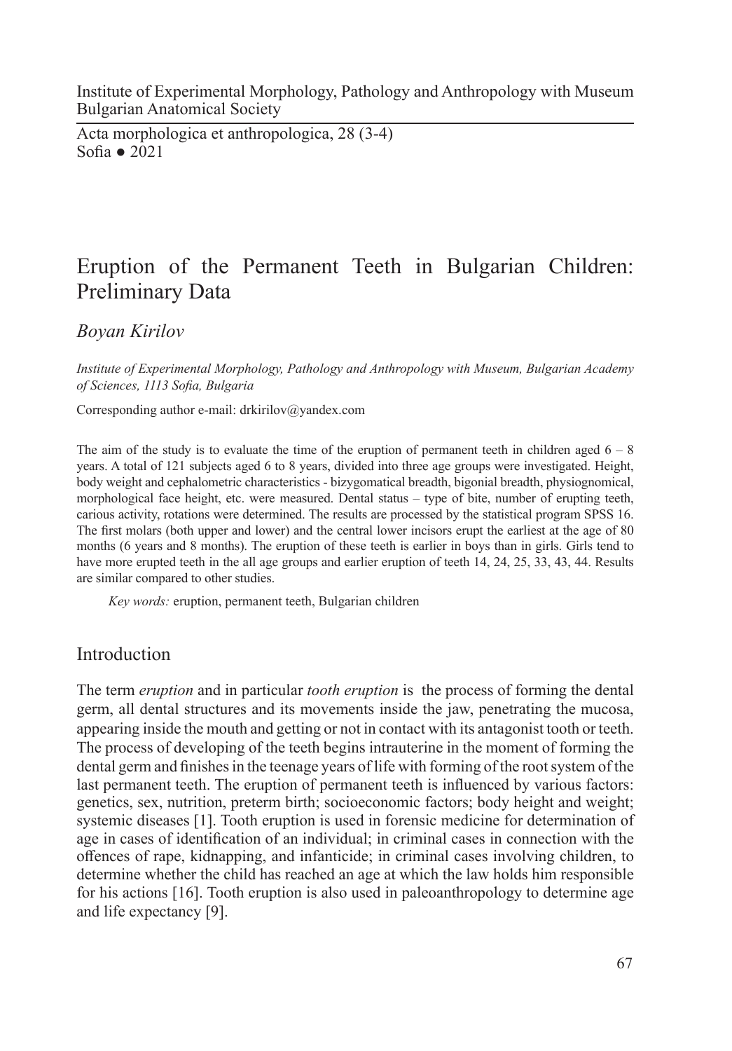Institute of Experimental Morphology, Pathology and Anthropology with Museum
Bulgarian Anatomical Society

Acta morphologica et anthropologica, 28 (3-4)
Sofia ● 2021

# Eruption of the Permanent Teeth in Bulgarian Children: Preliminary Data

*Boyan Kirilov*

*Institute of Experimental Morphology, Pathology and Anthropology with Museum, Bulgarian Academy of Sciences, 1113 Sofia, Bulgaria*

Corresponding author e-mail: drkirilov@yandex.com

The aim of the study is to evaluate the time of the eruption of permanent teeth in children aged 6 – 8 years. A total of 121 subjects aged 6 to 8 years, divided into three age groups were investigated. Height, body weight and cephalometric characteristics - bizygomatical breadth, bigonial breadth, physiognomical, morphological face height, etc. were measured. Dental status – type of bite, number of erupting teeth, carious activity, rotations were determined. The results are processed by the statistical program SPSS 16. The first molars (both upper and lower) and the central lower incisors erupt the earliest at the age of 80 months (6 years and 8 months). The eruption of these teeth is earlier in boys than in girls. Girls tend to have more erupted teeth in the all age groups and earlier eruption of teeth 14, 24, 25, 33, 43, 44. Results are similar compared to other studies.

*Key words:* eruption, permanent teeth, Bulgarian children

## Introduction

The term *eruption* and in particular *tooth eruption* is the process of forming the dental germ, all dental structures and its movements inside the jaw, penetrating the mucosa, appearing inside the mouth and getting or not in contact with its antagonist tooth or teeth. The process of developing of the teeth begins intrauterine in the moment of forming the dental germ and finishes in the teenage years of life with forming of the root system of the last permanent teeth. The eruption of permanent teeth is influenced by various factors: genetics, sex, nutrition, preterm birth; socioeconomic factors; body height and weight; systemic diseases [1]. Tooth eruption is used in forensic medicine for determination of age in cases of identification of an individual; in criminal cases in connection with the offences of rape, kidnapping, and infanticide; in criminal cases involving children, to determine whether the child has reached an age at which the law holds him responsible for his actions [16]. Tooth eruption is also used in paleoanthropology to determine age and life expectancy [9].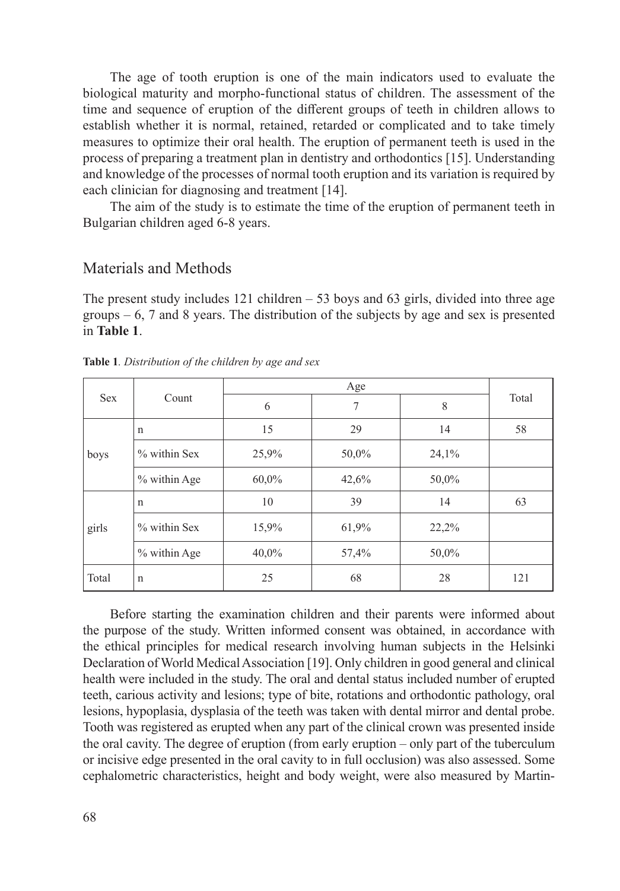The age of tooth eruption is one of the main indicators used to evaluate the biological maturity and morpho-functional status of children. The assessment of the time and sequence of eruption of the different groups of teeth in children allows to establish whether it is normal, retained, retarded or complicated and to take timely measures to optimize their oral health. The eruption of permanent teeth is used in the process of preparing a treatment plan in dentistry and orthodontics [15]. Understanding and knowledge of the processes of normal tooth eruption and its variation is required by each clinician for diagnosing and treatment [14].

The aim of the study is to estimate the time of the eruption of permanent teeth in Bulgarian children aged 6-8 years.

## Materials and Methods

The present study includes 121 children – 53 boys and 63 girls, divided into three age groups – 6, 7 and 8 years. The distribution of the subjects by age and sex is presented in **Table 1**.

**Table 1**. *Distribution of the children by age and sex*

| Sex | Count | Age | | | Total |
|---|---|---|---|---|---|
| | | 6 | 7 | 8 | |
| boys | n | 15 | 29 | 14 | 58 |
| | % within Sex | 25,9% | 50,0% | 24,1% | |
| | % within Age | 60,0% | 42,6% | 50,0% | |
| girls | n | 10 | 39 | 14 | 63 |
| | % within Sex | 15,9% | 61,9% | 22,2% | |
| | % within Age | 40,0% | 57,4% | 50,0% | |
| Total | n | 25 | 68 | 28 | 121 |

Before starting the examination children and their parents were informed about the purpose of the study. Written informed consent was obtained, in accordance with the ethical principles for medical research involving human subjects in the Helsinki Declaration of World Medical Association [19]. Only children in good general and clinical health were included in the study. The oral and dental status included number of erupted teeth, carious activity and lesions; type of bite, rotations and orthodontic pathology, oral lesions, hypoplasia, dysplasia of the teeth was taken with dental mirror and dental probe. Tooth was registered as erupted when any part of the clinical crown was presented inside the oral cavity. The degree of eruption (from early eruption – only part of the tuberculum or incisive edge presented in the oral cavity to in full occlusion) was also assessed. Some cephalometric characteristics, height and body weight, were also measured by Martin-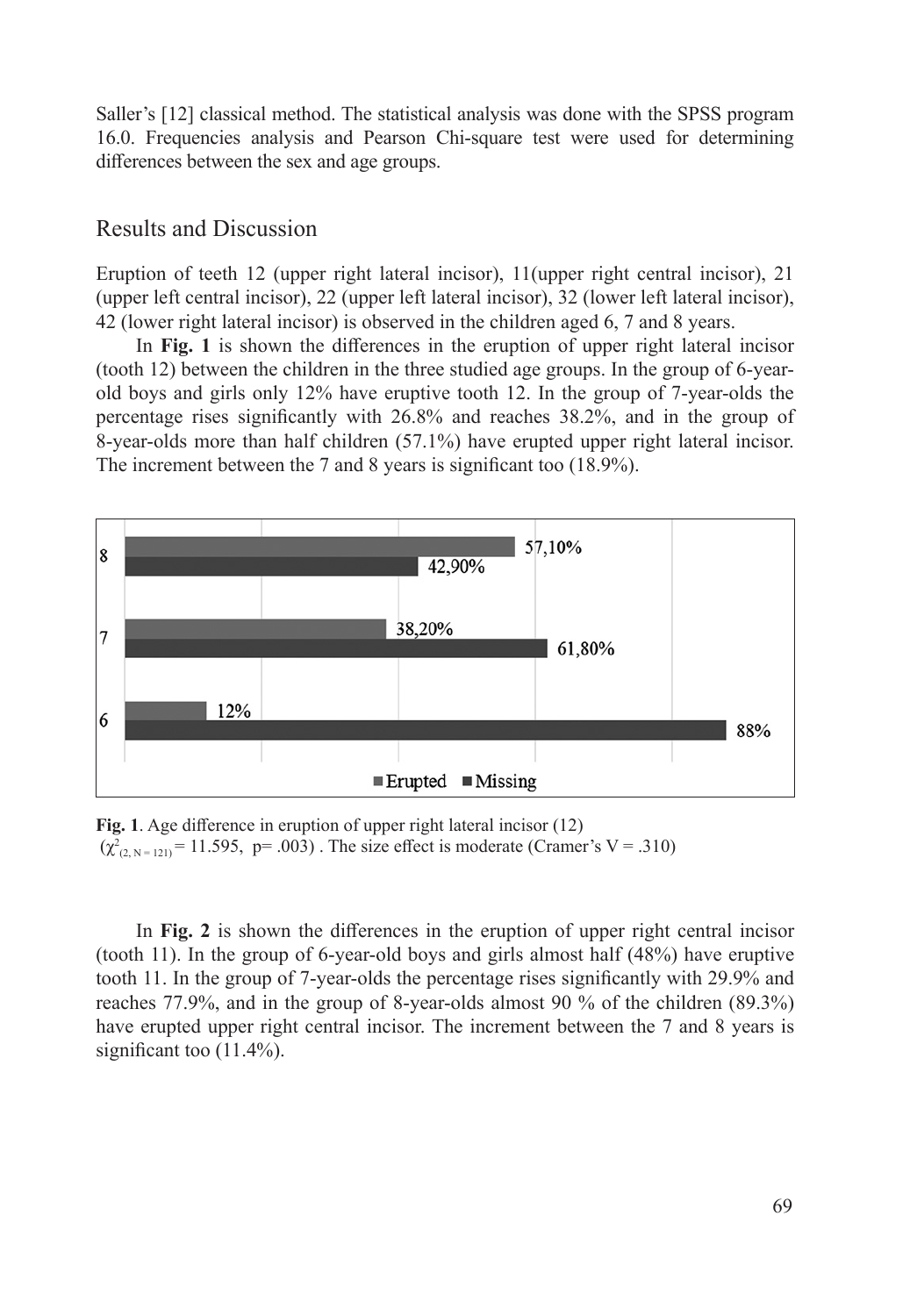Saller's [12] classical method. The statistical analysis was done with the SPSS program 16.0. Frequencies analysis and Pearson Chi-square test were used for determining differences between the sex and age groups.

## Results and Discussion

Eruption of teeth 12 (upper right lateral incisor), 11(upper right central incisor), 21 (upper left central incisor), 22 (upper left lateral incisor), 32 (lower left lateral incisor), 42 (lower right lateral incisor) is observed in the children aged 6, 7 and 8 years.

In **Fig. 1** is shown the differences in the eruption of upper right lateral incisor (tooth 12) between the children in the three studied age groups. In the group of 6-year-old boys and girls only 12% have eruptive tooth 12. In the group of 7-year-olds the percentage rises significantly with 26.8% and reaches 38.2%, and in the group of 8-year-olds more than half children (57.1%) have erupted upper right lateral incisor. The increment between the 7 and 8 years is significant too (18.9%).

| Age | Erupted | Missing |
|---|---|---|
| 8 | 57,10% | 42,90% |
| 7 | 38,20% | 61,80% |
| 6 | 12% | 88% |

**Fig. 1**. Age difference in eruption of upper right lateral incisor (12) ($\chi^2_{(2, N = 121)} = 11.595$, $p = .003$) . The size effect is moderate (Cramer's V = .310)

In **Fig. 2** is shown the differences in the eruption of upper right central incisor (tooth 11). In the group of 6-year-old boys and girls almost half (48%) have eruptive tooth 11. In the group of 7-year-olds the percentage rises significantly with 29.9% and reaches 77.9%, and in the group of 8-year-olds almost 90 % of the children (89.3%) have erupted upper right central incisor. The increment between the 7 and 8 years is significant too (11.4%).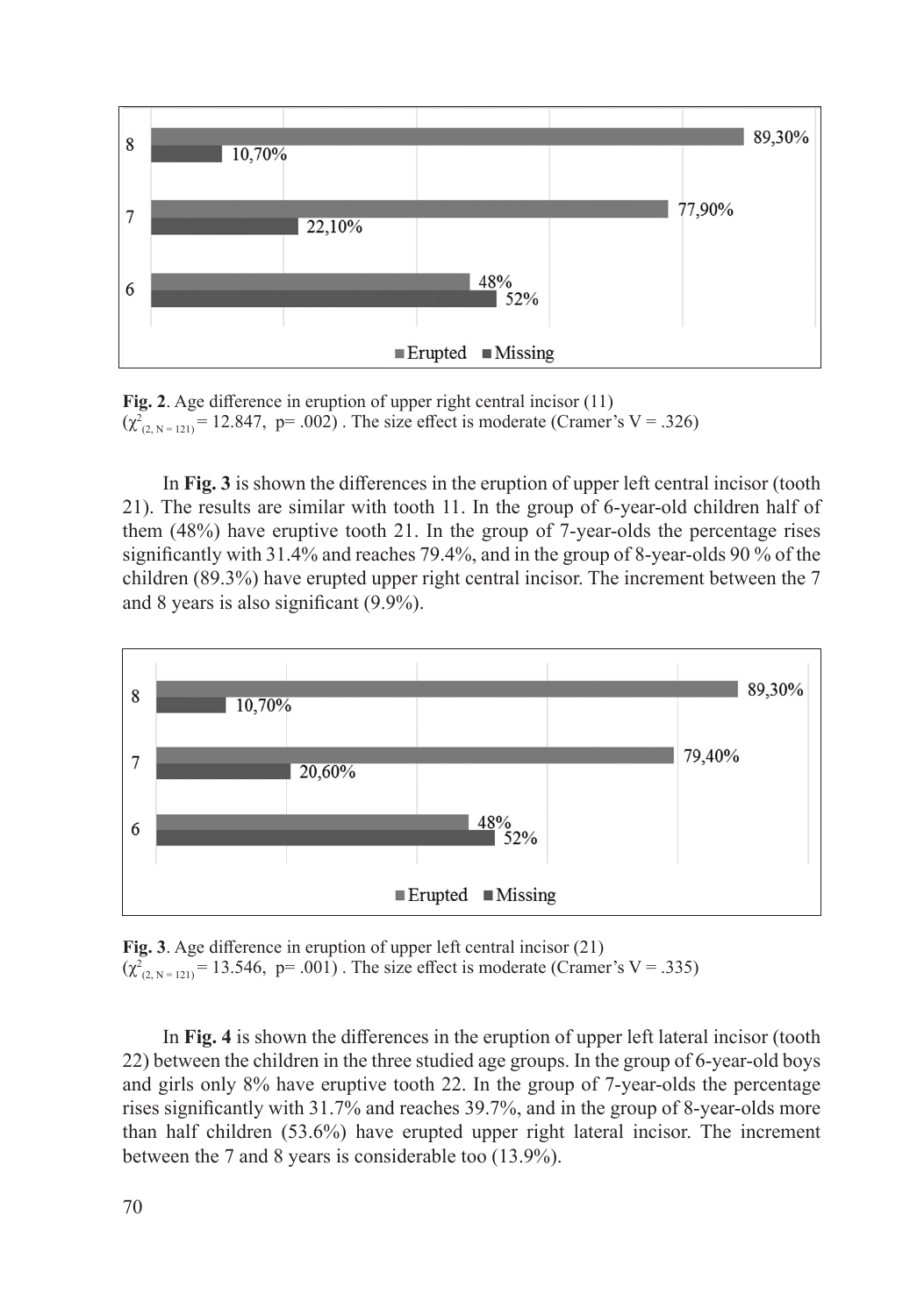| Age | Erupted | Missing |
|---|---|---|
| 8 | 89,30% | 10,70% |
| 7 | 77,90% | 22,10% |
| 6 | 48% | 52% |

**Fig. 2**. Age difference in eruption of upper right central incisor (11) ($\chi^2_{(2, N = 121)} = 12.847$, $p = .002$) . The size effect is moderate (Cramer's V = .326)

In **Fig. 3** is shown the differences in the eruption of upper left central incisor (tooth 21). The results are similar with tooth 11. In the group of 6-year-old children half of them (48%) have eruptive tooth 21. In the group of 7-year-olds the percentage rises significantly with 31.4% and reaches 79.4%, and in the group of 8-year-olds 90 % of the children (89.3%) have erupted upper right central incisor. The increment between the 7 and 8 years is also significant (9.9%).

| Age | Erupted | Missing |
|---|---|---|
| 8 | 89,30% | 10,70% |
| 7 | 79,40% | 20,60% |
| 6 | 48% | 52% |

**Fig. 3**. Age difference in eruption of upper left central incisor (21) ($\chi^2_{(2, N = 121)} = 13.546$, $p = .001$) . The size effect is moderate (Cramer's V = .335)

In **Fig. 4** is shown the differences in the eruption of upper left lateral incisor (tooth 22) between the children in the three studied age groups. In the group of 6-year-old boys and girls only 8% have eruptive tooth 22. In the group of 7-year-olds the percentage rises significantly with 31.7% and reaches 39.7%, and in the group of 8-year-olds more than half children (53.6%) have erupted upper right lateral incisor. The increment between the 7 and 8 years is considerable too (13.9%).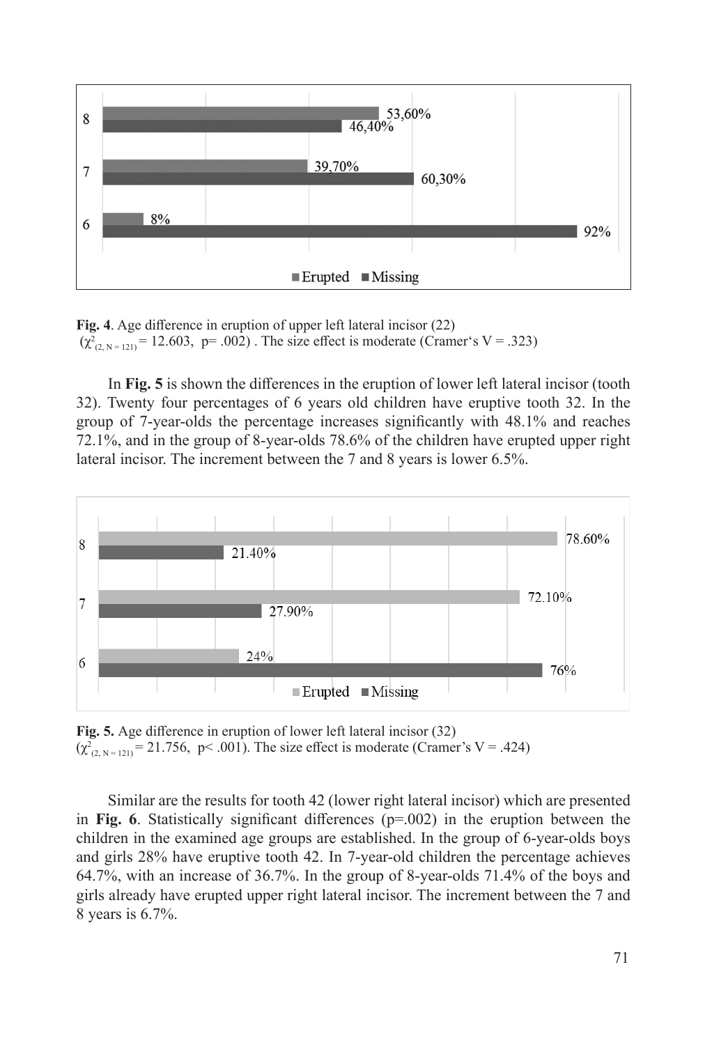**Fig. 4**. Age difference in eruption of upper left lateral incisor (22)
($\chi^2_{(2, N = 121)} = 12.603$, $p = .002$) . The size effect is moderate (Cramer's V = .323)

In **Fig. 5** is shown the differences in the eruption of lower left lateral incisor (tooth 32). Twenty four percentages of 6 years old children have eruptive tooth 32. In the group of 7-year-olds the percentage increases significantly with 48.1% and reaches 72.1%, and in the group of 8-year-olds 78.6% of the children have erupted upper right lateral incisor. The increment between the 7 and 8 years is lower 6.5%.

**Fig. 5.** Age difference in eruption of lower left lateral incisor (32)
($\chi^2_{(2, N = 121)} = 21.756$, $p < .001$). The size effect is moderate (Cramer's V = .424)

Similar are the results for tooth 42 (lower right lateral incisor) which are presented in **Fig. 6**. Statistically significant differences ($p=.002$) in the eruption between the children in the examined age groups are established. In the group of 6-year-olds boys and girls 28% have eruptive tooth 42. In 7-year-old children the percentage achieves 64.7%, with an increase of 36.7%. In the group of 8-year-olds 71.4% of the boys and girls already have erupted upper right lateral incisor. The increment between the 7 and 8 years is 6.7%.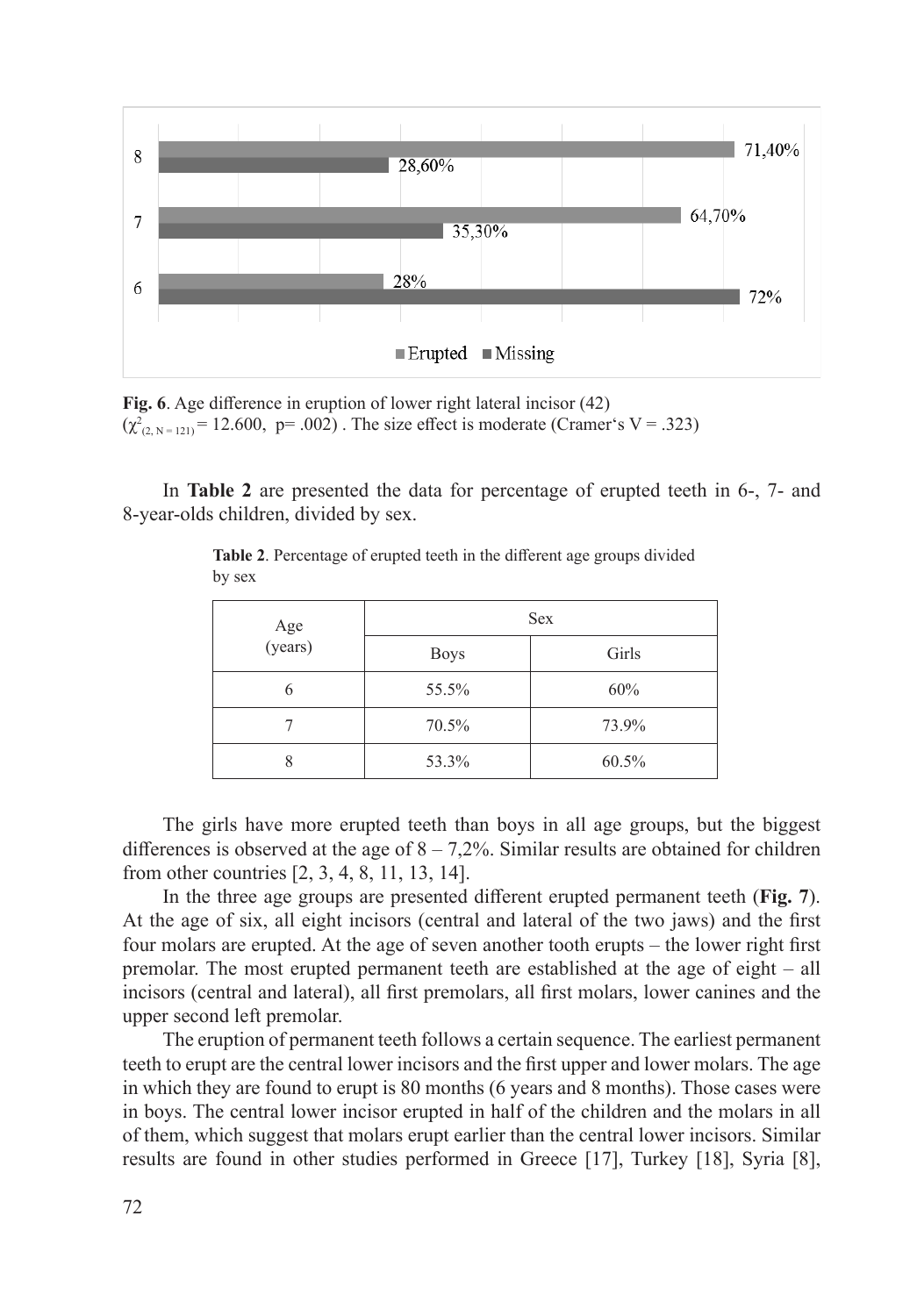Fig. 6. Age difference in eruption of lower right lateral incisor (42) ($\chi^2_{(2, N = 121)} = 12.600$, p= .002) . The size effect is moderate (Cramer's V = .323)

In **Table 2** are presented the data for percentage of erupted teeth in 6-, 7- and 8-year-olds children, divided by sex.

**Table 2**. Percentage of erupted teeth in the different age groups divided by sex

| Age (years) | Sex | |
|---|---|---|
| | Boys | Girls |
| 6 | 55.5% | 60% |
| 7 | 70.5% | 73.9% |
| 8 | 53.3% | 60.5% |

The girls have more erupted teeth than boys in all age groups, but the biggest differences is observed at the age of 8 – 7,2%. Similar results are obtained for children from other countries [2, 3, 4, 8, 11, 13, 14].

In the three age groups are presented different erupted permanent teeth (**Fig. 7**). At the age of six, all eight incisors (central and lateral of the two jaws) and the first four molars are erupted. At the age of seven another tooth erupts – the lower right first premolar. The most erupted permanent teeth are established at the age of eight – all incisors (central and lateral), all first premolars, all first molars, lower canines and the upper second left premolar.

The eruption of permanent teeth follows a certain sequence. The earliest permanent teeth to erupt are the central lower incisors and the first upper and lower molars. The age in which they are found to erupt is 80 months (6 years and 8 months). Those cases were in boys. The central lower incisor erupted in half of the children and the molars in all of them, which suggest that molars erupt earlier than the central lower incisors. Similar results are found in other studies performed in Greece [17], Turkey [18], Syria [8],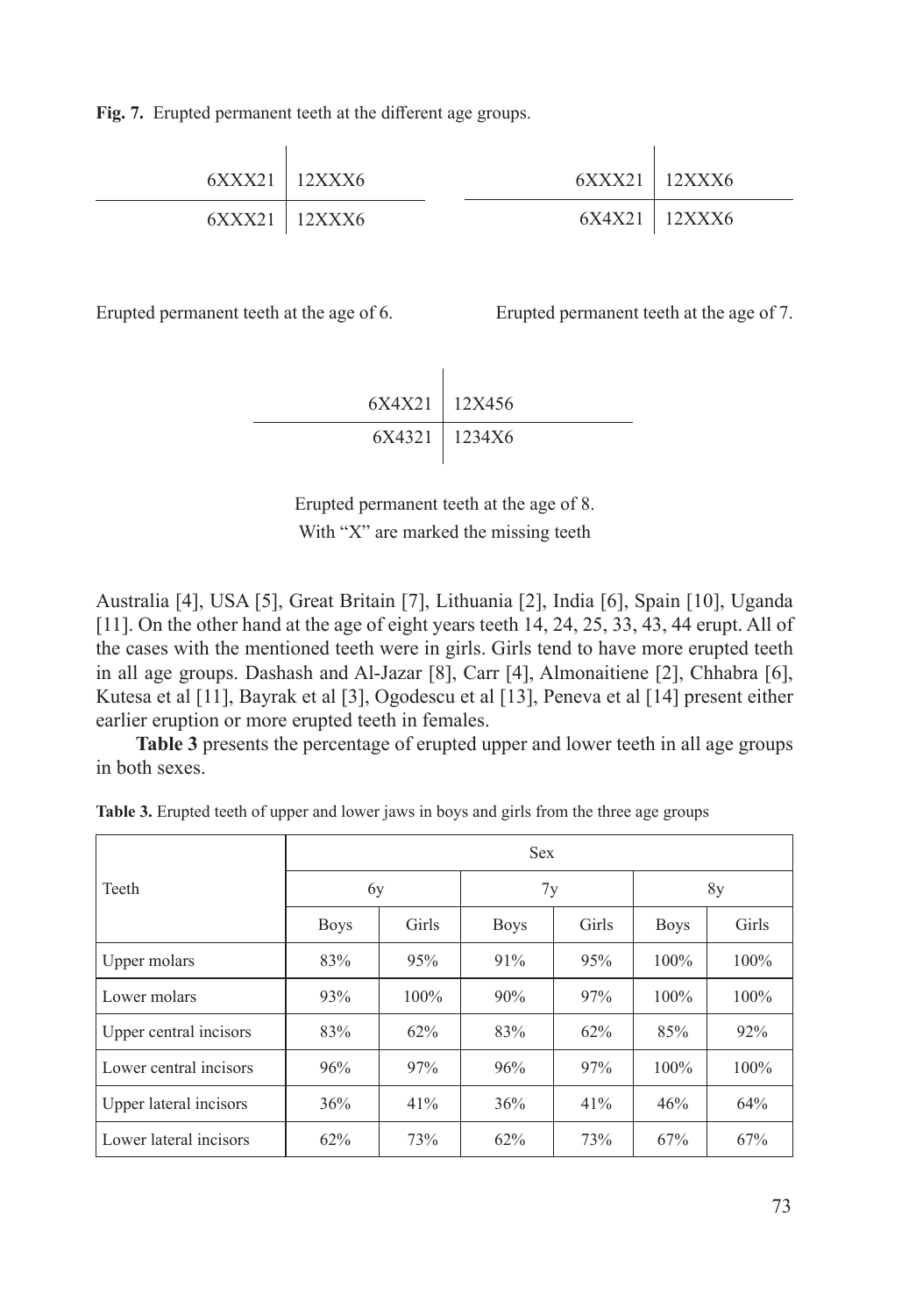**Fig. 7.** Erupted permanent teeth at the different age groups.

| 6XXX21 | 12XXX6 |
|---|---|
| 6XXX21 | 12XXX6 |

Erupted permanent teeth at the age of 6.

| 6XXX21 | 12XXX6 |
|---|---|
| 6X4X21 | 12XXX6 |

Erupted permanent teeth at the age of 7.

| 6X4X21 | 12X456 |
|---|---|
| 6X4321 | 1234X6 |

Erupted permanent teeth at the age of 8.
With "X" are marked the missing teeth

Australia [4], USA [5], Great Britain [7], Lithuania [2], India [6], Spain [10], Uganda [11]. On the other hand at the age of eight years teeth 14, 24, 25, 33, 43, 44 erupt. All of the cases with the mentioned teeth were in girls. Girls tend to have more erupted teeth in all age groups. Dashash and Al-Jazar [8], Carr [4], Almonaitiene [2], Chhabra [6], Kutesa et al [11], Bayrak et al [3], Ogodescu et al [13], Peneva et al [14] present either earlier eruption or more erupted teeth in females.

**Table 3** presents the percentage of erupted upper and lower teeth in all age groups in both sexes.

**Table 3.** Erupted teeth of upper and lower jaws in boys and girls from the three age groups

| Teeth | Sex | | | | | |
|---|---|---|---|---|---|---|
| | 6y | | 7y | | 8y | |
| | Boys | Girls | Boys | Girls | Boys | Girls |
| Upper molars | 83% | 95% | 91% | 95% | 100% | 100% |
| Lower molars | 93% | 100% | 90% | 97% | 100% | 100% |
| Upper central incisors | 83% | 62% | 83% | 62% | 85% | 92% |
| Lower central incisors | 96% | 97% | 96% | 97% | 100% | 100% |
| Upper lateral incisors | 36% | 41% | 36% | 41% | 46% | 64% |
| Lower lateral incisors | 62% | 73% | 62% | 73% | 67% | 67% |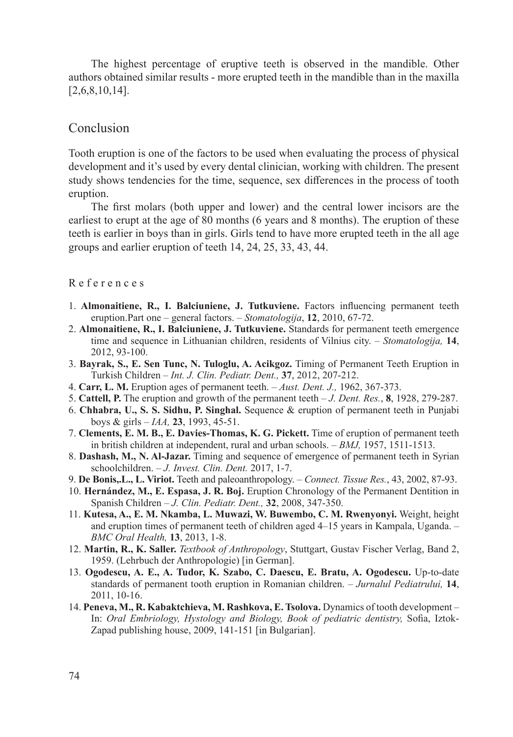The highest percentage of eruptive teeth is observed in the mandible. Other authors obtained similar results - more erupted teeth in the mandible than in the maxilla [2,6,8,10,14].

## Conclusion

Tooth eruption is one of the factors to be used when evaluating the process of physical development and it's used by every dental clinician, working with children. The present study shows tendencies for the time, sequence, sex differences in the process of tooth eruption.

The first molars (both upper and lower) and the central lower incisors are the earliest to erupt at the age of 80 months (6 years and 8 months). The eruption of these teeth is earlier in boys than in girls. Girls tend to have more erupted teeth in the all age groups and earlier eruption of teeth 14, 24, 25, 33, 43, 44.

### References

1. **Almonaitiene, R., I. Balciuniene, J. Tutkuviene.** Factors influencing permanent teeth eruption.Part one – general factors. – *Stomatologija*, **12**, 2010, 67-72.
2. **Almonaitiene, R., I. Balciuniene, J. Tutkuviene.** Standards for permanent teeth emergence time and sequence in Lithuanian children, residents of Vilnius city. – *Stomatologija,* **14**, 2012, 93-100.
3. **Bayrak, S., E. Sen Tunc, N. Tuloglu, A. Acikgoz.** Timing of Permanent Teeth Eruption in Turkish Children – *Int. J. Clin. Pediatr. Dent.,* **37**, 2012, 207-212.
4. **Carr, L. M.** Eruption ages of permanent teeth. – *Aust. Dent. J.,* 1962, 367-373.
5. **Cattell, P.** The eruption and growth of the permanent teeth – *J. Dent. Res.*, **8**, 1928, 279-287.
6. **Chhabra, U., S. S. Sidhu, P. Singhal.** Sequence & eruption of permanent teeth in Punjabi boys & girls – *IAA,* **23**, 1993, 45-51.
7. **Clements, E. M. B., E. Davies-Thomas, K. G. Pickett.** Time of eruption of permanent teeth in british children at independent, rural and urban schools. – *BMJ,* 1957, 1511-1513.
8. **Dashash, M., N. Al-Jazar.** Timing and sequence of emergence of permanent teeth in Syrian schoolchildren. – *J. Invest. Clin. Dent.* 2017, 1-7.
9. **De Bonis,.L., L. Viriot.** Teeth and paleoanthropology. – *Connect. Tissue Res.*, 43, 2002, 87-93.
10. **Hernández, M., E. Espasa, J. R. Boj.** Eruption Chronology of the Permanent Dentition in Spanish Children – *J. Clin. Pediatr. Dent.,* **32**, 2008, 347-350.
11. **Kutesa, A., E. M. Nkamba, L. Muwazi, W. Buwembo, C. M. Rwenyonyi.** Weight, height and eruption times of permanent teeth of children aged 4–15 years in Kampala, Uganda. – *BMC Oral Health,* **13**, 2013, 1-8.
12. **Martin, R., K. Saller.** *Textbook of Anthropology*, Stuttgart, Gustav Fischer Verlag, Band 2, 1959. (Lehrbuch der Anthropologie) [in German].
13. **Ogodescu, A. E., A. Tudor, K. Szabo, C. Daescu, E. Bratu, A. Ogodescu.** Up-to-date standards of permanent tooth eruption in Romanian children. – *Jurnalul Pediatrului,* **14**, 2011, 10-16.
14. **Peneva, M., R. Kabaktchieva, M. Rashkova, E. Tsolova.** Dynamics of tooth development – In: *Oral Embriology, Hystology and Biology, Book of pediatric dentistry,* Sofia, Iztok-Zapad publishing house, 2009, 141-151 [in Bulgarian].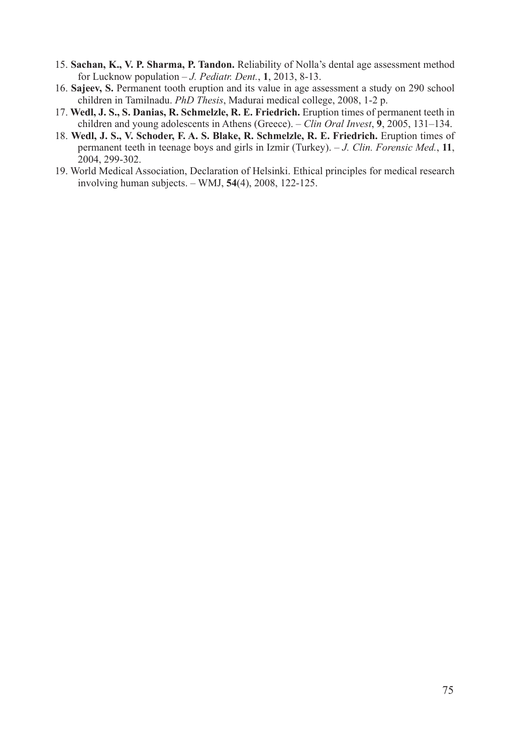15. **Sachan, K., V. P. Sharma, P. Tandon.** Reliability of Nolla's dental age assessment method for Lucknow population – *J. Pediatr. Dent.*, **1**, 2013, 8-13.
16. **Sajeev, S.** Permanent tooth eruption and its value in age assessment a study on 290 school children in Tamilnadu. *PhD Thesis*, Madurai medical college, 2008, 1-2 p.
17. **Wedl, J. S., S. Danias, R. Schmelzle, R. E. Friedrich.** Eruption times of permanent teeth in children and young adolescents in Athens (Greece). – *Clin Oral Invest*, **9**, 2005, 131–134.
18. **Wedl, J. S., V. Schoder, F. A. S. Blake, R. Schmelzle, R. E. Friedrich.** Eruption times of permanent teeth in teenage boys and girls in Izmir (Turkey). – *J. Clin. Forensic Med.*, **11**, 2004, 299-302.
19. World Medical Association, Declaration of Helsinki. Ethical principles for medical research involving human subjects. – WMJ, **54**(4), 2008, 122-125.